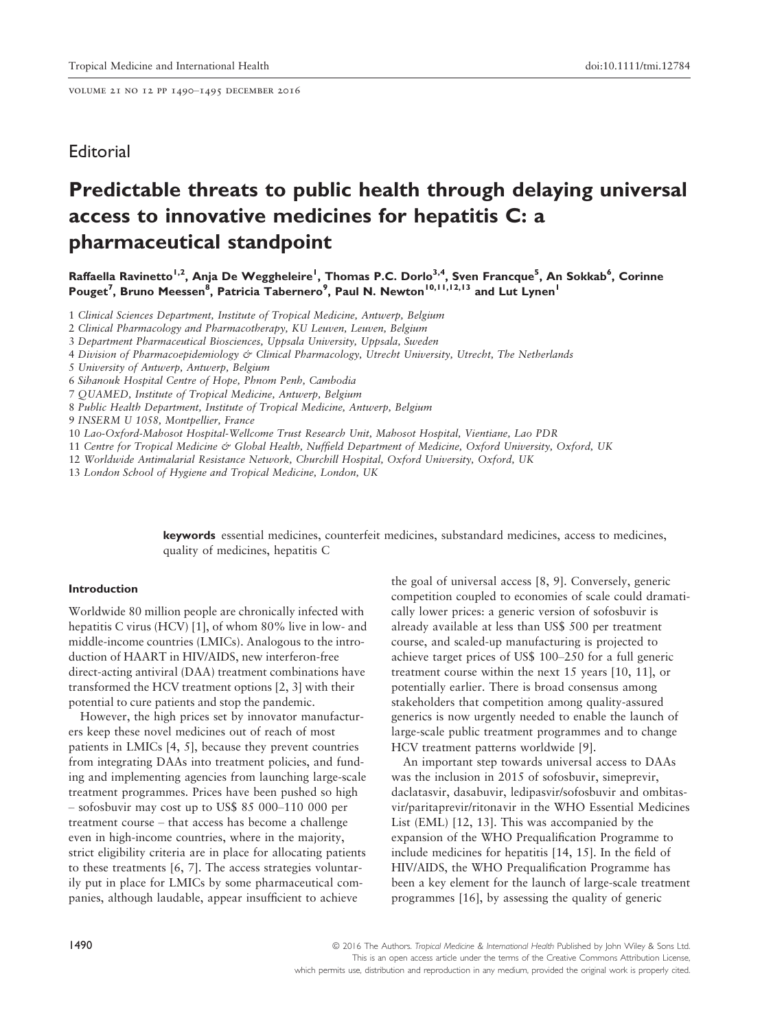## Editorial

# Predictable threats to public health through delaying universal access to innovative medicines for hepatitis C: a pharmaceutical standpoint

**Raffaella Ravinetto[1,2], Anja De Weggheleire[1], Thomas P.C. Dorlo[3,4], Sven Francque[5], An Sokkab[6], Corinne Pouget[7], Bruno Meessen[8], Patricia Tabernero[9], Paul N. Newton[10,11,12,13] and Lut Lynen[1]**

1 *Clinical Sciences Department, Institute of Tropical Medicine, Antwerp, Belgium*
2 *Clinical Pharmacology and Pharmacotherapy, KU Leuven, Leuven, Belgium*
3 *Department Pharmaceutical Biosciences, Uppsala University, Uppsala, Sweden*
4 *Division of Pharmacoepidemiology & Clinical Pharmacology, Utrecht University, Utrecht, The Netherlands*
5 *University of Antwerp, Antwerp, Belgium*
6 *Sihanouk Hospital Centre of Hope, Phnom Penh, Cambodia*
7 *QUAMED, Institute of Tropical Medicine, Antwerp, Belgium*
8 *Public Health Department, Institute of Tropical Medicine, Antwerp, Belgium*
9 *INSERM U 1058, Montpellier, France*
10 *Lao-Oxford-Mahosot Hospital-Wellcome Trust Research Unit, Mahosot Hospital, Vientiane, Lao PDR*
11 *Centre for Tropical Medicine & Global Health, Nuffield Department of Medicine, Oxford University, Oxford, UK*
12 *Worldwide Antimalarial Resistance Network, Churchill Hospital, Oxford University, Oxford, UK*
13 *London School of Hygiene and Tropical Medicine, London, UK*

**keywords** essential medicines, counterfeit medicines, substandard medicines, access to medicines, quality of medicines, hepatitis C

#### Introduction

Worldwide 80 million people are chronically infected with hepatitis C virus (HCV) [1], of whom 80% live in low- and middle-income countries (LMICs). Analogous to the introduction of HAART in HIV/AIDS, new interferon-free direct-acting antiviral (DAA) treatment combinations have transformed the HCV treatment options [2, 3] with their potential to cure patients and stop the pandemic.

However, the high prices set by innovator manufacturers keep these novel medicines out of reach of most patients in LMICs [4, 5], because they prevent countries from integrating DAAs into treatment policies, and funding and implementing agencies from launching large-scale treatment programmes. Prices have been pushed so high – sofosbuvir may cost up to US$ 85 000–110 000 per treatment course – that access has become a challenge even in high-income countries, where in the majority, strict eligibility criteria are in place for allocating patients to these treatments [6, 7]. The access strategies voluntarily put in place for LMICs by some pharmaceutical companies, although laudable, appear insufficient to achieve the goal of universal access [8, 9]. Conversely, generic competition coupled to economies of scale could dramatically lower prices: a generic version of sofosbuvir is already available at less than US$ 500 per treatment course, and scaled-up manufacturing is projected to achieve target prices of US$ 100–250 for a full generic treatment course within the next 15 years [10, 11], or potentially earlier. There is broad consensus among stakeholders that competition among quality-assured generics is now urgently needed to enable the launch of large-scale public treatment programmes and to change HCV treatment patterns worldwide [9].

An important step towards universal access to DAAs was the inclusion in 2015 of sofosbuvir, simeprevir, daclatasvir, dasabuvir, ledipasvir/sofosbuvir and ombitasvir/paritaprevir/ritonavir in the WHO Essential Medicines List (EML) [12, 13]. This was accompanied by the expansion of the WHO Prequalification Programme to include medicines for hepatitis [14, 15]. In the field of HIV/AIDS, the WHO Prequalification Programme has been a key element for the launch of large-scale treatment programmes [16], by assessing the quality of generic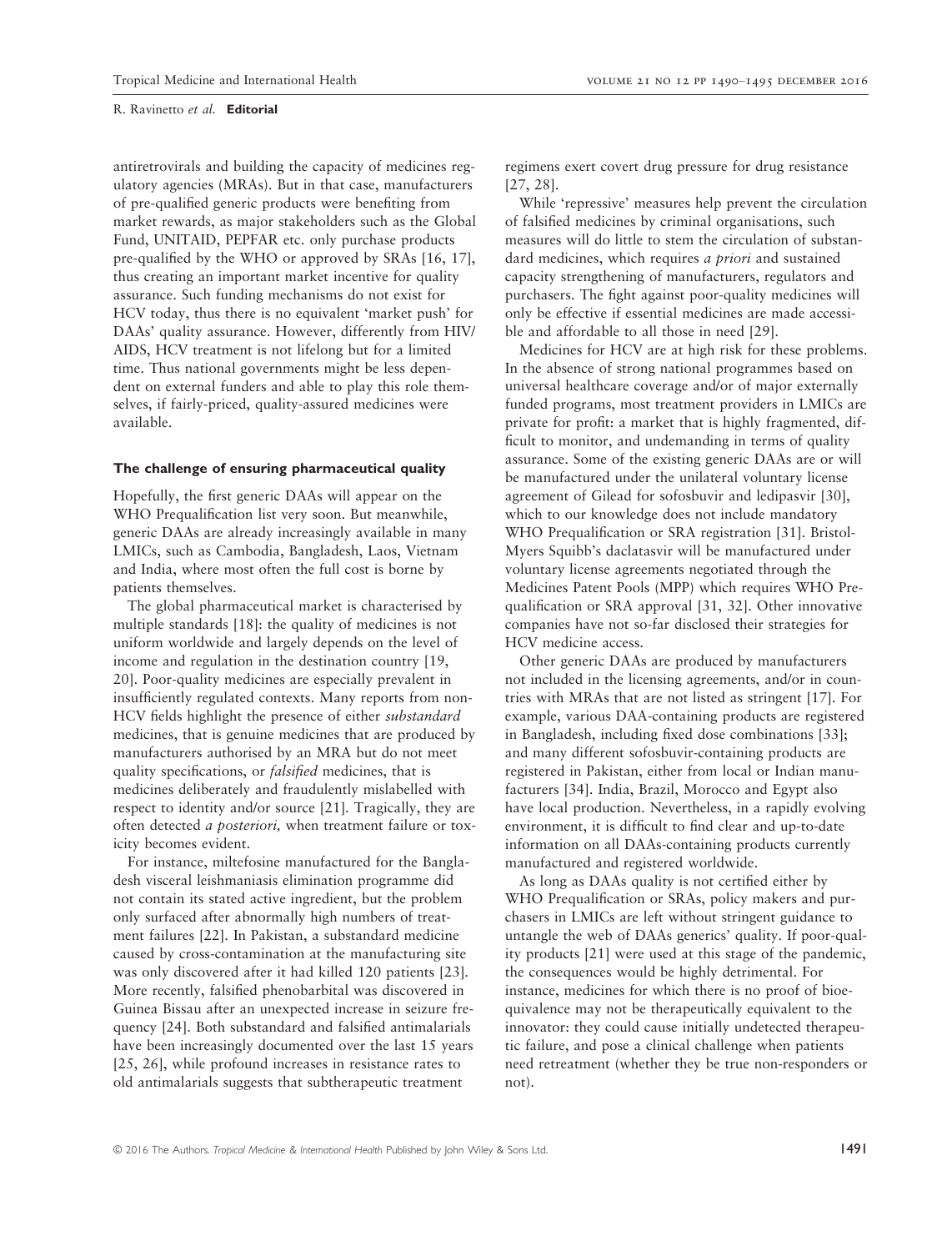antiretrovirals and building the capacity of medicines regulatory agencies (MRAs). But in that case, manufacturers of pre-qualified generic products were benefiting from market rewards, as major stakeholders such as the Global Fund, UNITAID, PEPFAR etc. only purchase products pre-qualified by the WHO or approved by SRAs [16, 17], thus creating an important market incentive for quality assurance. Such funding mechanisms do not exist for HCV today, thus there is no equivalent 'market push' for DAAs' quality assurance. However, differently from HIV/AIDS, HCV treatment is not lifelong but for a limited time. Thus national governments might be less dependent on external funders and able to play this role themselves, if fairly-priced, quality-assured medicines were available.

### The challenge of ensuring pharmaceutical quality

Hopefully, the first generic DAAs will appear on the WHO Prequalification list very soon. But meanwhile, generic DAAs are already increasingly available in many LMICs, such as Cambodia, Bangladesh, Laos, Vietnam and India, where most often the full cost is borne by patients themselves.

The global pharmaceutical market is characterised by multiple standards [18]: the quality of medicines is not uniform worldwide and largely depends on the level of income and regulation in the destination country [19, 20]. Poor-quality medicines are especially prevalent in insufficiently regulated contexts. Many reports from non-HCV fields highlight the presence of either *substandard* medicines, that is genuine medicines that are produced by manufacturers authorised by an MRA but do not meet quality specifications, or *falsified* medicines, that is medicines deliberately and fraudulently mislabelled with respect to identity and/or source [21]. Tragically, they are often detected *a posteriori,* when treatment failure or toxicity becomes evident.

For instance, miltefosine manufactured for the Bangladesh visceral leishmaniasis elimination programme did not contain its stated active ingredient, but the problem only surfaced after abnormally high numbers of treatment failures [22]. In Pakistan, a substandard medicine caused by cross-contamination at the manufacturing site was only discovered after it had killed 120 patients [23]. More recently, falsified phenobarbital was discovered in Guinea Bissau after an unexpected increase in seizure frequency [24]. Both substandard and falsified antimalarials have been increasingly documented over the last 15 years [25, 26], while profound increases in resistance rates to old antimalarials suggests that subtherapeutic treatment regimens exert covert drug pressure for drug resistance [27, 28].

While 'repressive' measures help prevent the circulation of falsified medicines by criminal organisations, such measures will do little to stem the circulation of substandard medicines, which requires *a priori* and sustained capacity strengthening of manufacturers, regulators and purchasers. The fight against poor-quality medicines will only be effective if essential medicines are made accessible and affordable to all those in need [29].

Medicines for HCV are at high risk for these problems. In the absence of strong national programmes based on universal healthcare coverage and/or of major externally funded programs, most treatment providers in LMICs are private for profit: a market that is highly fragmented, difficult to monitor, and undemanding in terms of quality assurance. Some of the existing generic DAAs are or will be manufactured under the unilateral voluntary license agreement of Gilead for sofosbuvir and ledipasvir [30], which to our knowledge does not include mandatory WHO Prequalification or SRA registration [31]. Bristol-Myers Squibb's daclatasvir will be manufactured under voluntary license agreements negotiated through the Medicines Patent Pools (MPP) which requires WHO Prequalification or SRA approval [31, 32]. Other innovative companies have not so-far disclosed their strategies for HCV medicine access.

Other generic DAAs are produced by manufacturers not included in the licensing agreements, and/or in countries with MRAs that are not listed as stringent [17]. For example, various DAA-containing products are registered in Bangladesh, including fixed dose combinations [33]; and many different sofosbuvir-containing products are registered in Pakistan, either from local or Indian manufacturers [34]. India, Brazil, Morocco and Egypt also have local production. Nevertheless, in a rapidly evolving environment, it is difficult to find clear and up-to-date information on all DAAs-containing products currently manufactured and registered worldwide.

As long as DAAs quality is not certified either by WHO Prequalification or SRAs, policy makers and purchasers in LMICs are left without stringent guidance to untangle the web of DAAs generics' quality. If poor-quality products [21] were used at this stage of the pandemic, the consequences would be highly detrimental. For instance, medicines for which there is no proof of bioequivalence may not be therapeutically equivalent to the innovator: they could cause initially undetected therapeutic failure, and pose a clinical challenge when patients need retreatment (whether they be true non-responders or not).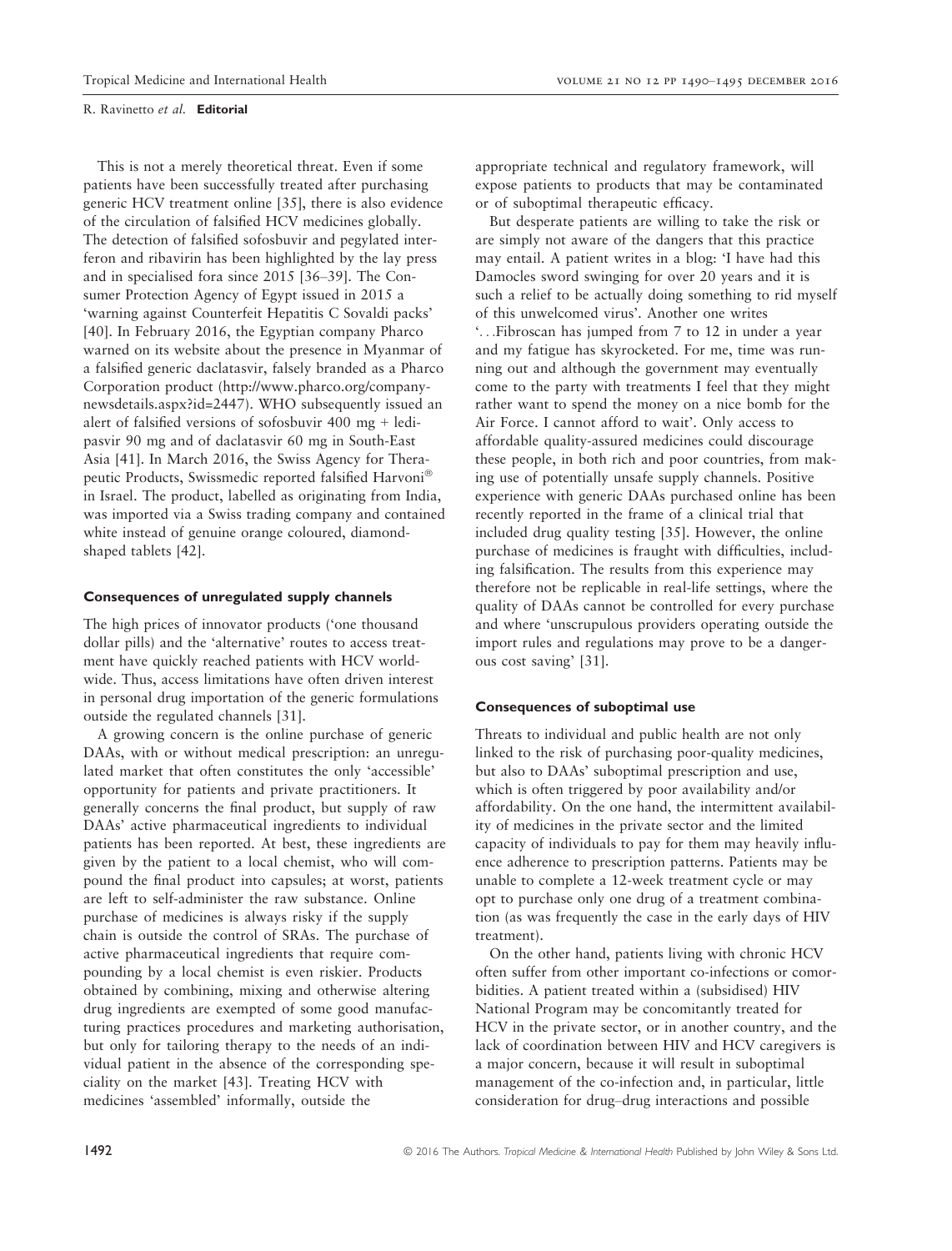This is not a merely theoretical threat. Even if some patients have been successfully treated after purchasing generic HCV treatment online [35], there is also evidence of the circulation of falsified HCV medicines globally. The detection of falsified sofosbuvir and pegylated interferon and ribavirin has been highlighted by the lay press and in specialised fora since 2015 [36–39]. The Consumer Protection Agency of Egypt issued in 2015 a 'warning against Counterfeit Hepatitis C Sovaldi packs' [40]. In February 2016, the Egyptian company Pharco warned on its website about the presence in Myanmar of a falsified generic daclatasvir, falsely branded as a Pharco Corporation product (http://www.pharco.org/company-newsdetails.aspx?id=2447). WHO subsequently issued an alert of falsified versions of sofosbuvir 400 mg + ledipasvir 90 mg and of daclatasvir 60 mg in South-East Asia [41]. In March 2016, the Swiss Agency for Therapeutic Products, Swissmedic reported falsified Harvoni® in Israel. The product, labelled as originating from India, was imported via a Swiss trading company and contained white instead of genuine orange coloured, diamond-shaped tablets [42].

#### Consequences of unregulated supply channels

The high prices of innovator products ('one thousand dollar pills) and the 'alternative' routes to access treatment have quickly reached patients with HCV worldwide. Thus, access limitations have often driven interest in personal drug importation of the generic formulations outside the regulated channels [31].

A growing concern is the online purchase of generic DAAs, with or without medical prescription: an unregulated market that often constitutes the only 'accessible' opportunity for patients and private practitioners. It generally concerns the final product, but supply of raw DAAs' active pharmaceutical ingredients to individual patients has been reported. At best, these ingredients are given by the patient to a local chemist, who will compound the final product into capsules; at worst, patients are left to self-administer the raw substance. Online purchase of medicines is always risky if the supply chain is outside the control of SRAs. The purchase of active pharmaceutical ingredients that require compounding by a local chemist is even riskier. Products obtained by combining, mixing and otherwise altering drug ingredients are exempted of some good manufacturing practices procedures and marketing authorisation, but only for tailoring therapy to the needs of an individual patient in the absence of the corresponding speciality on the market [43]. Treating HCV with medicines 'assembled' informally, outside the appropriate technical and regulatory framework, will expose patients to products that may be contaminated or of suboptimal therapeutic efficacy.

But desperate patients are willing to take the risk or are simply not aware of the dangers that this practice may entail. A patient writes in a blog: 'I have had this Damocles sword swinging for over 20 years and it is such a relief to be actually doing something to rid myself of this unwelcomed virus'. Another one writes '…Fibroscan has jumped from 7 to 12 in under a year and my fatigue has skyrocketed. For me, time was running out and although the government may eventually come to the party with treatments I feel that they might rather want to spend the money on a nice bomb for the Air Force. I cannot afford to wait'. Only access to affordable quality-assured medicines could discourage these people, in both rich and poor countries, from making use of potentially unsafe supply channels. Positive experience with generic DAAs purchased online has been recently reported in the frame of a clinical trial that included drug quality testing [35]. However, the online purchase of medicines is fraught with difficulties, including falsification. The results from this experience may therefore not be replicable in real-life settings, where the quality of DAAs cannot be controlled for every purchase and where 'unscrupulous providers operating outside the import rules and regulations may prove to be a dangerous cost saving' [31].

#### Consequences of suboptimal use

Threats to individual and public health are not only linked to the risk of purchasing poor-quality medicines, but also to DAAs' suboptimal prescription and use, which is often triggered by poor availability and/or affordability. On the one hand, the intermittent availability of medicines in the private sector and the limited capacity of individuals to pay for them may heavily influence adherence to prescription patterns. Patients may be unable to complete a 12-week treatment cycle or may opt to purchase only one drug of a treatment combination (as was frequently the case in the early days of HIV treatment).

On the other hand, patients living with chronic HCV often suffer from other important co-infections or comorbidities. A patient treated within a (subsidised) HIV National Program may be concomitantly treated for HCV in the private sector, or in another country, and the lack of coordination between HIV and HCV caregivers is a major concern, because it will result in suboptimal management of the co-infection and, in particular, little consideration for drug–drug interactions and possible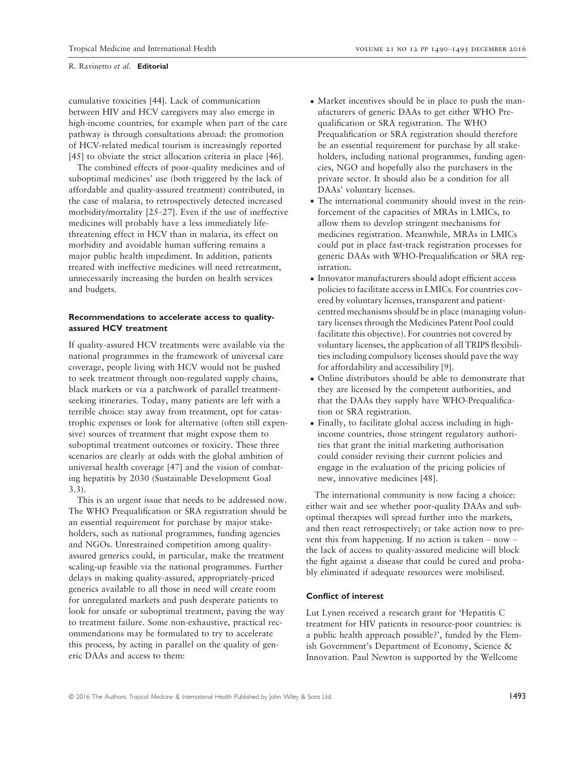cumulative toxicities [44]. Lack of communication between HIV and HCV caregivers may also emerge in high-income countries, for example when part of the care pathway is through consultations abroad: the promotion of HCV-related medical tourism is increasingly reported [45] to obviate the strict allocation criteria in place [46].

The combined effects of poor-quality medicines and of suboptimal medicines' use (both triggered by the lack of affordable and quality-assured treatment) contributed, in the case of malaria, to retrospectively detected increased morbidity/mortality [25–27]. Even if the use of ineffective medicines will probably have a less immediately life-threatening effect in HCV than in malaria, its effect on morbidity and avoidable human suffering remains a major public health impediment. In addition, patients treated with ineffective medicines will need retreatment, unnecessarily increasing the burden on health services and budgets.

### Recommendations to accelerate access to quality-assured HCV treatment

If quality-assured HCV treatments were available via the national programmes in the framework of universal care coverage, people living with HCV would not be pushed to seek treatment through non-regulated supply chains, black markets or via a patchwork of parallel treatment-seeking itineraries. Today, many patients are left with a terrible choice: stay away from treatment, opt for catastrophic expenses or look for alternative (often still expensive) sources of treatment that might expose them to suboptimal treatment outcomes or toxicity. These three scenarios are clearly at odds with the global ambition of universal health coverage [47] and the vision of combating hepatitis by 2030 (Sustainable Development Goal 3.3).

This is an urgent issue that needs to be addressed now. The WHO Prequalification or SRA registration should be an essential requirement for purchase by major stakeholders, such as national programmes, funding agencies and NGOs. Unrestrained competition among quality-assured generics could, in particular, make the treatment scaling-up feasible via the national programmes. Further delays in making quality-assured, appropriately-priced generics available to all those in need will create room for unregulated markets and push desperate patients to look for unsafe or suboptimal treatment, paving the way to treatment failure. Some non-exhaustive, practical recommendations may be formulated to try to accelerate this process, by acting in parallel on the quality of generic DAAs and access to them:

- Market incentives should be in place to push the manufacturers of generic DAAs to get either WHO Prequalification or SRA registration. The WHO Prequalification or SRA registration should therefore be an essential requirement for purchase by all stakeholders, including national programmes, funding agencies, NGO and hopefully also the purchasers in the private sector. It should also be a condition for all DAAs' voluntary licenses.
- The international community should invest in the reinforcement of the capacities of MRAs in LMICs, to allow them to develop stringent mechanisms for medicines registration. Meanwhile, MRAs in LMICs could put in place fast-track registration processes for generic DAAs with WHO-Prequalification or SRA registration.
- Innovator manufacturers should adopt efficient access policies to facilitate access in LMICs. For countries covered by voluntary licenses, transparent and patient-centred mechanisms should be in place (managing voluntary licenses through the Medicines Patent Pool could facilitate this objective). For countries not covered by voluntary licenses, the application of all TRIPS flexibilities including compulsory licenses should pave the way for affordability and accessibility [9].
- Online distributors should be able to demonstrate that they are licensed by the competent authorities, and that the DAAs they supply have WHO-Prequalification or SRA registration.
- Finally, to facilitate global access including in high-income countries, those stringent regulatory authorities that grant the initial marketing authorisation could consider revising their current policies and engage in the evaluation of the pricing policies of new, innovative medicines [48].

The international community is now facing a choice: either wait and see whether poor-quality DAAs and suboptimal therapies will spread further into the markets, and then react retrospectively; or take action now to prevent this from happening. If no action is taken – now – the lack of access to quality-assured medicine will block the fight against a disease that could be cured and probably eliminated if adequate resources were mobilised.

### Conflict of interest

Lut Lynen received a research grant for 'Hepatitis C treatment for HIV patients in resource-poor countries: is a public health approach possible?', funded by the Flemish Government's Department of Economy, Science & Innovation. Paul Newton is supported by the Wellcome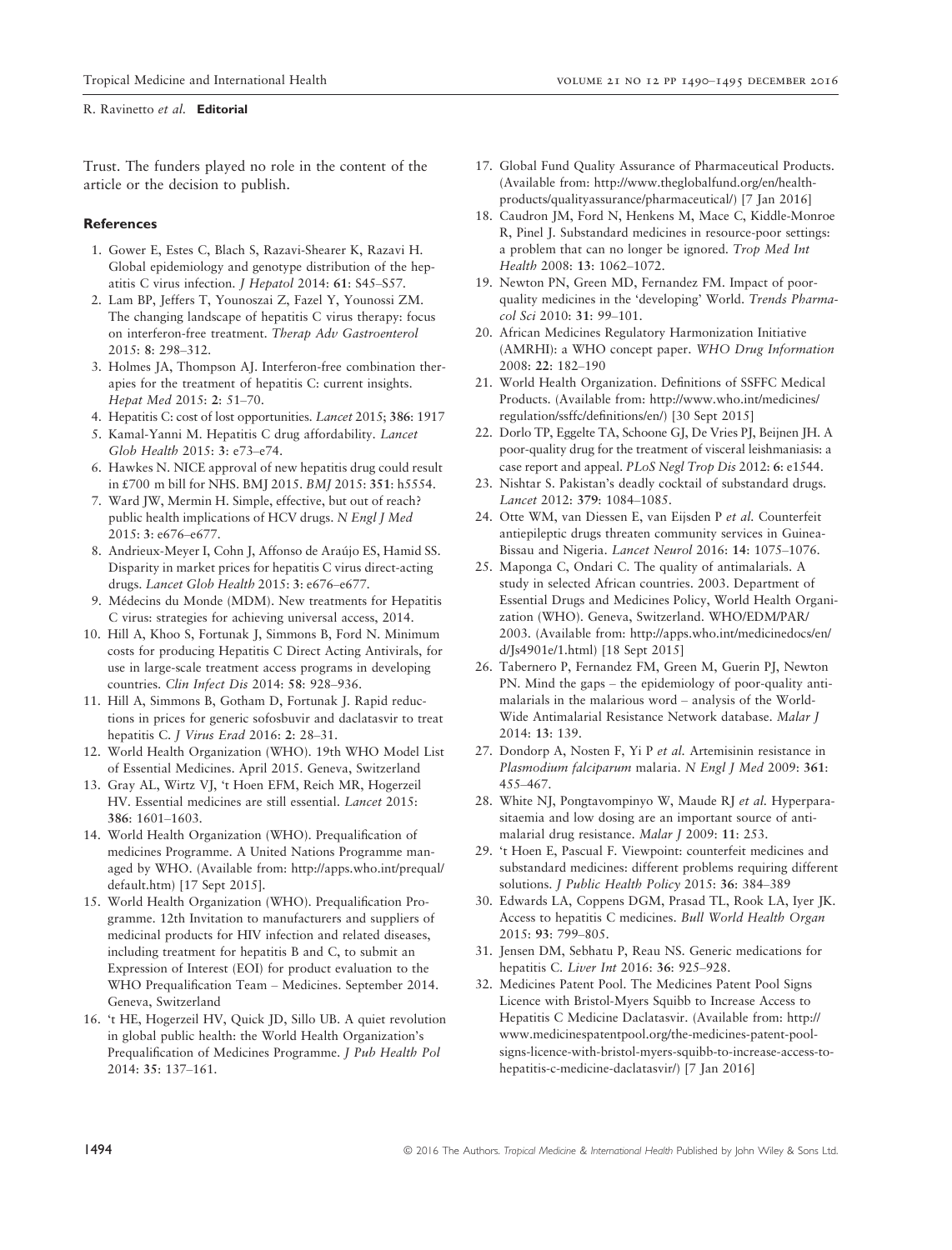Trust. The funders played no role in the content of the article or the decision to publish.

## References

1. Gower E, Estes C, Blach S, Razavi-Shearer K, Razavi H. Global epidemiology and genotype distribution of the hepatitis C virus infection. *J Hepatol* 2014: **61**: S45–S57.
2. Lam BP, Jeffers T, Younoszai Z, Fazel Y, Younossi ZM. The changing landscape of hepatitis C virus therapy: focus on interferon-free treatment. *Therap Adv Gastroenterol* 2015: **8**: 298–312.
3. Holmes JA, Thompson AJ. Interferon-free combination therapies for the treatment of hepatitis C: current insights. *Hepat Med* 2015: **2**: 51–70.
4. Hepatitis C: cost of lost opportunities. *Lancet* 2015; **386**: 1917
5. Kamal-Yanni M. Hepatitis C drug affordability. *Lancet Glob Health* 2015: **3**: e73–e74.
6. Hawkes N. NICE approval of new hepatitis drug could result in £700 m bill for NHS. BMJ 2015. *BMJ* 2015: **351**: h5554.
7. Ward JW, Mermin H. Simple, effective, but out of reach? public health implications of HCV drugs. *N Engl J Med* 2015: **3**: e676–e677.
8. Andrieux-Meyer I, Cohn J, Affonso de Araújo ES, Hamid SS. Disparity in market prices for hepatitis C virus direct-acting drugs. *Lancet Glob Health* 2015: **3**: e676–e677.
9. Médecins du Monde (MDM). New treatments for Hepatitis C virus: strategies for achieving universal access, 2014.
10. Hill A, Khoo S, Fortunak J, Simmons B, Ford N. Minimum costs for producing Hepatitis C Direct Acting Antivirals, for use in large-scale treatment access programs in developing countries. *Clin Infect Dis* 2014: **58**: 928–936.
11. Hill A, Simmons B, Gotham D, Fortunak J. Rapid reductions in prices for generic sofosbuvir and daclatasvir to treat hepatitis C. *J Virus Erad* 2016: **2**: 28–31.
12. World Health Organization (WHO). 19th WHO Model List of Essential Medicines. April 2015. Geneva, Switzerland
13. Gray AL, Wirtz VJ, 't Hoen EFM, Reich MR, Hogerzeil HV. Essential medicines are still essential. *Lancet* 2015: **386**: 1601–1603.
14. World Health Organization (WHO). Prequalification of medicines Programme. A United Nations Programme managed by WHO. (Available from: http://apps.who.int/prequal/default.htm) [17 Sept 2015].
15. World Health Organization (WHO). Prequalification Programme. 12th Invitation to manufacturers and suppliers of medicinal products for HIV infection and related diseases, including treatment for hepatitis B and C, to submit an Expression of Interest (EOI) for product evaluation to the WHO Prequalification Team – Medicines. September 2014. Geneva, Switzerland
16. 't HE, Hogerzeil HV, Quick JD, Sillo UB. A quiet revolution in global public health: the World Health Organization's Prequalification of Medicines Programme. *J Pub Health Pol* 2014: **35**: 137–161.
17. Global Fund Quality Assurance of Pharmaceutical Products. (Available from: http://www.theglobalfund.org/en/healthproducts/qualityassurance/pharmaceutical/) [7 Jan 2016]
18. Caudron JM, Ford N, Henkens M, Mace C, Kiddle-Monroe R, Pinel J. Substandard medicines in resource-poor settings: a problem that can no longer be ignored. *Trop Med Int Health* 2008: **13**: 1062–1072.
19. Newton PN, Green MD, Fernandez FM. Impact of poor-quality medicines in the 'developing' World. *Trends Pharmacol Sci* 2010: **31**: 99–101.
20. African Medicines Regulatory Harmonization Initiative (AMRHI): a WHO concept paper. *WHO Drug Information* 2008: **22**: 182–190
21. World Health Organization. Definitions of SSFFC Medical Products. (Available from: http://www.who.int/medicines/regulation/ssffc/definitions/en/) [30 Sept 2015]
22. Dorlo TP, Eggelte TA, Schoone GJ, De Vries PJ, Beijnen JH. A poor-quality drug for the treatment of visceral leishmaniasis: a case report and appeal. *PLoS Negl Trop Dis* 2012: **6**: e1544.
23. Nishtar S. Pakistan's deadly cocktail of substandard drugs. *Lancet* 2012: **379**: 1084–1085.
24. Otte WM, van Diessen E, van Eijsden P *et al.* Counterfeit antiepileptic drugs threaten community services in Guinea-Bissau and Nigeria. *Lancet Neurol* 2016: **14**: 1075–1076.
25. Maponga C, Ondari C. The quality of antimalarials. A study in selected African countries. 2003. Department of Essential Drugs and Medicines Policy, World Health Organization (WHO). Geneva, Switzerland. WHO/EDM/PAR/2003. (Available from: http://apps.who.int/medicinedocs/en/d/Js4901e/1.html) [18 Sept 2015]
26. Tabernero P, Fernandez FM, Green M, Guerin PJ, Newton PN. Mind the gaps – the epidemiology of poor-quality antimalarials in the malarious word – analysis of the World-Wide Antimalarial Resistance Network database. *Malar J* 2014: **13**: 139.
27. Dondorp A, Nosten F, Yi P *et al.* Artemisinin resistance in *Plasmodium falciparum* malaria. *N Engl J Med* 2009: **361**: 455–467.
28. White NJ, Pongtavompinyo W, Maude RJ *et al.* Hyperparasitaemia and low dosing are an important source of antimalarial drug resistance. *Malar J* 2009: **11**: 253.
29. 't Hoen E, Pascual F. Viewpoint: counterfeit medicines and substandard medicines: different problems requiring different solutions. *J Public Health Policy* 2015: **36**: 384–389
30. Edwards LA, Coppens DGM, Prasad TL, Rook LA, Iyer JK. Access to hepatitis C medicines. *Bull World Health Organ* 2015: **93**: 799–805.
31. Jensen DM, Sebhatu P, Reau NS. Generic medications for hepatitis C. *Liver Int* 2016: **36**: 925–928.
32. Medicines Patent Pool. The Medicines Patent Pool Signs Licence with Bristol-Myers Squibb to Increase Access to Hepatitis C Medicine Daclatasvir. (Available from: http://www.medicinespatentpool.org/the-medicines-patent-pool-signs-licence-with-bristol-myers-squibb-to-increase-access-to-hepatitis-c-medicine-daclatasvir/) [7 Jan 2016]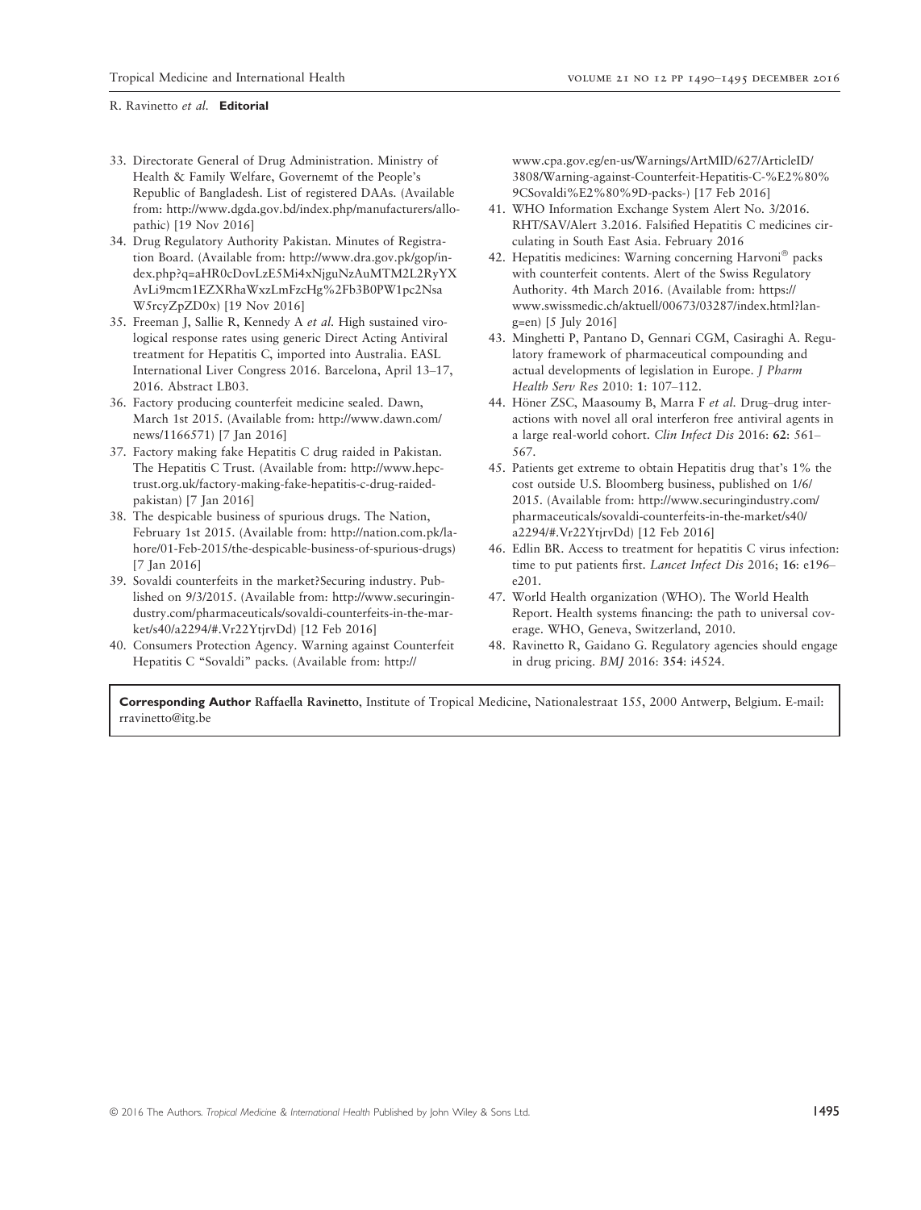33. Directorate General of Drug Administration. Ministry of Health & Family Welfare, Governemt of the People's Republic of Bangladesh. List of registered DAAs. (Available from: http://www.dgda.gov.bd/index.php/manufacturers/allopathic) [19 Nov 2016]
34. Drug Regulatory Authority Pakistan. Minutes of Registration Board. (Available from: http://www.dra.gov.pk/gop/index.php?q=aHR0cDovLzE5Mi4xNjguNzAuMTM2L2RyYXAvLi9mcm1EZXRhaWxzLmFzcHg%2Fb3B0PW1pc2NsaW5rcyZpZD0x) [19 Nov 2016]
35. Freeman J, Sallie R, Kennedy A *et al.* High sustained virological response rates using generic Direct Acting Antiviral treatment for Hepatitis C, imported into Australia. EASL International Liver Congress 2016. Barcelona, April 13–17, 2016. Abstract LB03.
36. Factory producing counterfeit medicine sealed. Dawn, March 1st 2015. (Available from: http://www.dawn.com/news/1166571) [7 Jan 2016]
37. Factory making fake Hepatitis C drug raided in Pakistan. The Hepatitis C Trust. (Available from: http://www.hepctrust.org.uk/factory-making-fake-hepatitis-c-drug-raided-pakistan) [7 Jan 2016]
38. The despicable business of spurious drugs. The Nation, February 1st 2015. (Available from: http://nation.com.pk/lahore/01-Feb-2015/the-despicable-business-of-spurious-drugs) [7 Jan 2016]
39. Sovaldi counterfeits in the market?Securing industry. Published on 9/3/2015. (Available from: http://www.securingindustry.com/pharmaceuticals/sovaldi-counterfeits-in-the-market/s40/a2294/#.Vr22YtjrvDd) [12 Feb 2016]
40. Consumers Protection Agency. Warning against Counterfeit Hepatitis C "Sovaldi" packs. (Available from: http://www.cpa.gov.eg/en-us/Warnings/ArtMID/627/ArticleID/3808/Warning-against-Counterfeit-Hepatitis-C-%E2%80%9CSovaldi%E2%80%9D-packs-) [17 Feb 2016]
41. WHO Information Exchange System Alert No. 3/2016. RHT/SAV/Alert 3.2016. Falsified Hepatitis C medicines circulating in South East Asia. February 2016
42. Hepatitis medicines: Warning concerning Harvoni® packs with counterfeit contents. Alert of the Swiss Regulatory Authority. 4th March 2016. (Available from: https://www.swissmedic.ch/aktuell/00673/03287/index.html?lang=en) [5 July 2016]
43. Minghetti P, Pantano D, Gennari CGM, Casiraghi A. Regulatory framework of pharmaceutical compounding and actual developments of legislation in Europe. *J Pharm Health Serv Res* 2010: **1**: 107–112.
44. Höner ZSC, Maasoumy B, Marra F *et al.* Drug–drug interactions with novel all oral interferon free antiviral agents in a large real-world cohort. *Clin Infect Dis* 2016: **62**: 561–567.
45. Patients get extreme to obtain Hepatitis drug that's 1% the cost outside U.S. Bloomberg business, published on 1/6/2015. (Available from: http://www.securingindustry.com/pharmaceuticals/sovaldi-counterfeits-in-the-market/s40/a2294/#.Vr22YtjrvDd) [12 Feb 2016]
46. Edlin BR. Access to treatment for hepatitis C virus infection: time to put patients first. *Lancet Infect Dis* 2016; **16**: e196–e201.
47. World Health organization (WHO). The World Health Report. Health systems financing: the path to universal coverage. WHO, Geneva, Switzerland, 2010.
48. Ravinetto R, Gaidano G. Regulatory agencies should engage in drug pricing. *BMJ* 2016: **354**: i4524.

**Corresponding Author Raffaella Ravinetto**, Institute of Tropical Medicine, Nationalestraat 155, 2000 Antwerp, Belgium. E-mail: rravinetto@itg.be